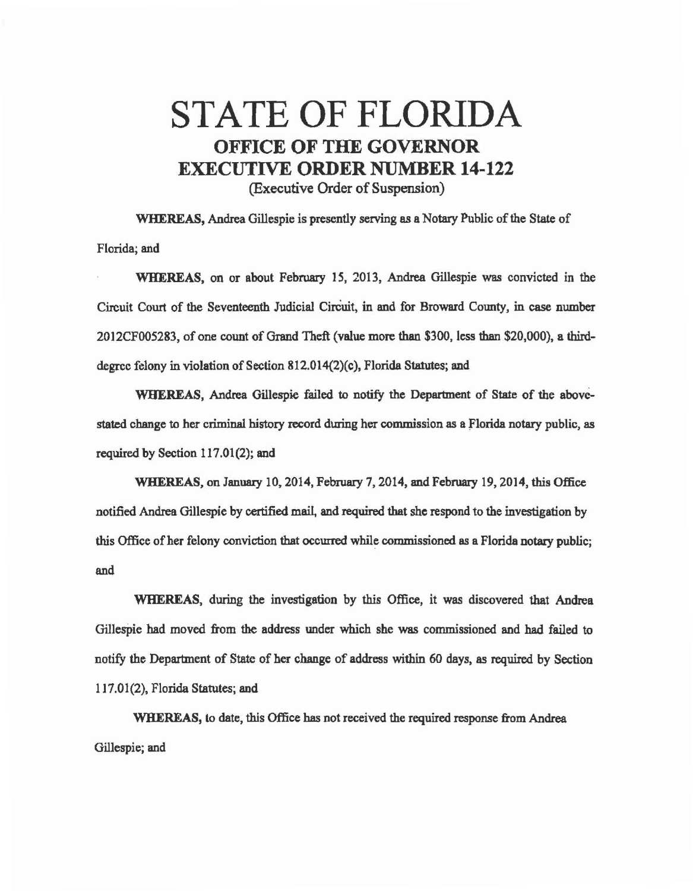# STATE OF FLORIDA

## OFFICE OF THE GOVERNOR

## EXECUTIVE ORDER NUMBER 14-122

(Executive Order of Suspension)

**WHEREAS,** Andrea Gillespie is presently serving as a Notary Public of the State of Florida; and

**WHEREAS,** on or about February 15, 2013, Andrea Gillespie was convicted in the Circuit Court of the Seventeenth Judicial Circuit, in and for Broward County, in case number 2012CF005283, of one count of Grand Theft (value more than $300, less than $20,000), a third-degree felony in violation of Section 812.014(2)(c), Florida Statutes; and

**WHEREAS,** Andrea Gillespie failed to notify the Department of State of the above-stated change to her criminal history record during her commission as a Florida notary public, as required by Section 117.01(2); and

**WHEREAS,** on January 10, 2014, February 7, 2014, and February 19, 2014, this Office notified Andrea Gillespie by certified mail, and required that she respond to the investigation by this Office of her felony conviction that occurred while commissioned as a Florida notary public; and

**WHEREAS,** during the investigation by this Office, it was discovered that Andrea Gillespie had moved from the address under which she was commissioned and had failed to notify the Department of State of her change of address within 60 days, as required by Section 117.01(2), Florida Statutes; and

**WHEREAS,** to date, this Office has not received the required response from Andrea Gillespie; and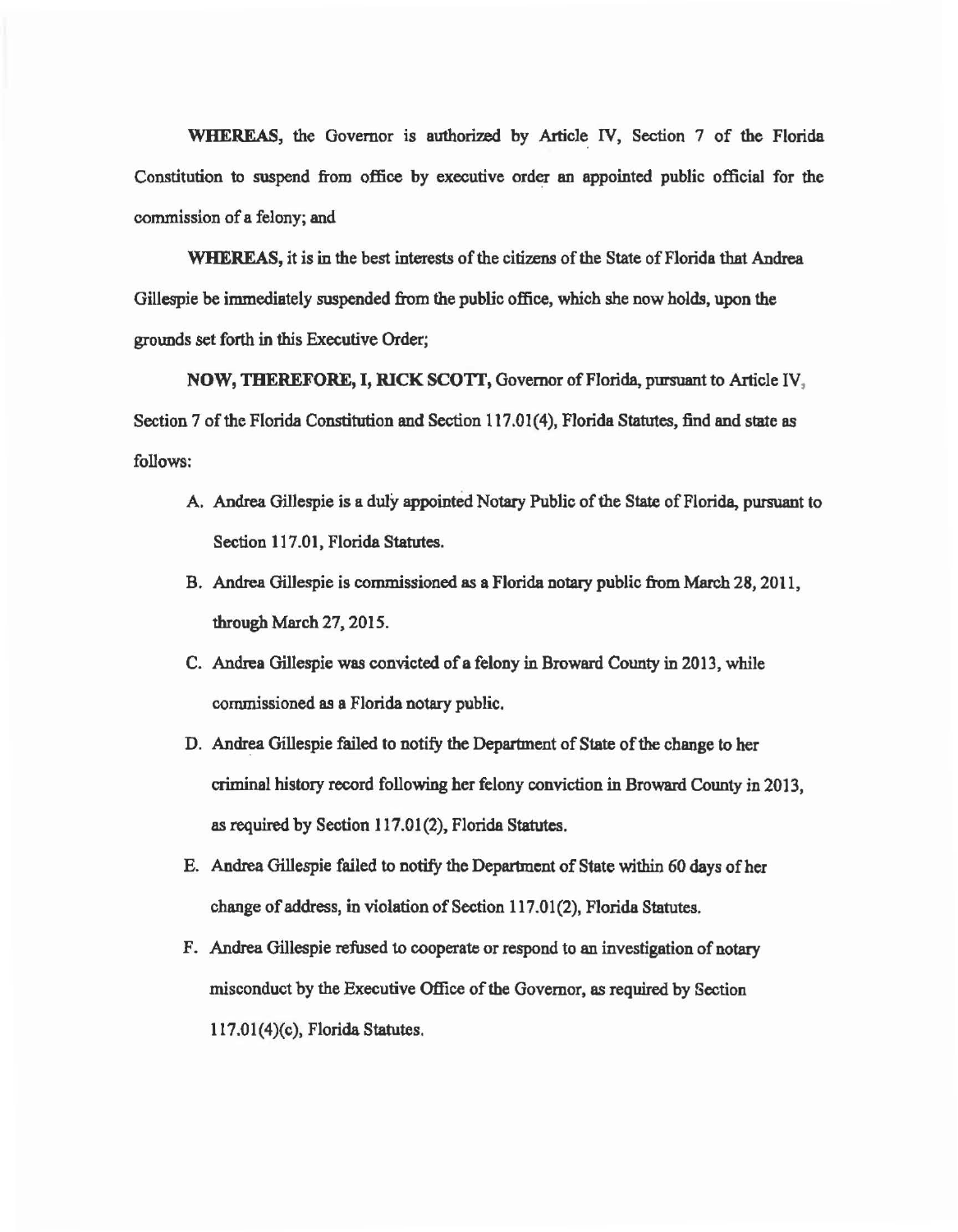**WHEREAS,** the Governor is authorized by Article IV, Section 7 of the Florida Constitution to suspend from office by executive order an appointed public official for the commission of a felony; and

**WHEREAS,** it is in the best interests of the citizens of the State of Florida that Andrea Gillespie be immediately suspended from the public office, which she now holds, upon the grounds set forth in this Executive Order;

**NOW, THEREFORE, I, RICK SCOTT,** Governor of Florida, pursuant to Article IV, Section 7 of the Florida Constitution and Section 117.01(4), Florida Statutes, find and state as follows:

A. Andrea Gillespie is a duly appointed Notary Public of the State of Florida, pursuant to Section 117.01, Florida Statutes.

B. Andrea Gillespie is commissioned as a Florida notary public from March 28, 2011, through March 27, 2015.

C. Andrea Gillespie was convicted of a felony in Broward County in 2013, while commissioned as a Florida notary public.

D. Andrea Gillespie failed to notify the Department of State of the change to her criminal history record following her felony conviction in Broward County in 2013, as required by Section 117.01(2), Florida Statutes.

E. Andrea Gillespie failed to notify the Department of State within 60 days of her change of address, in violation of Section 117.01(2), Florida Statutes.

F. Andrea Gillespie refused to cooperate or respond to an investigation of notary misconduct by the Executive Office of the Governor, as required by Section 117.01(4)(c), Florida Statutes.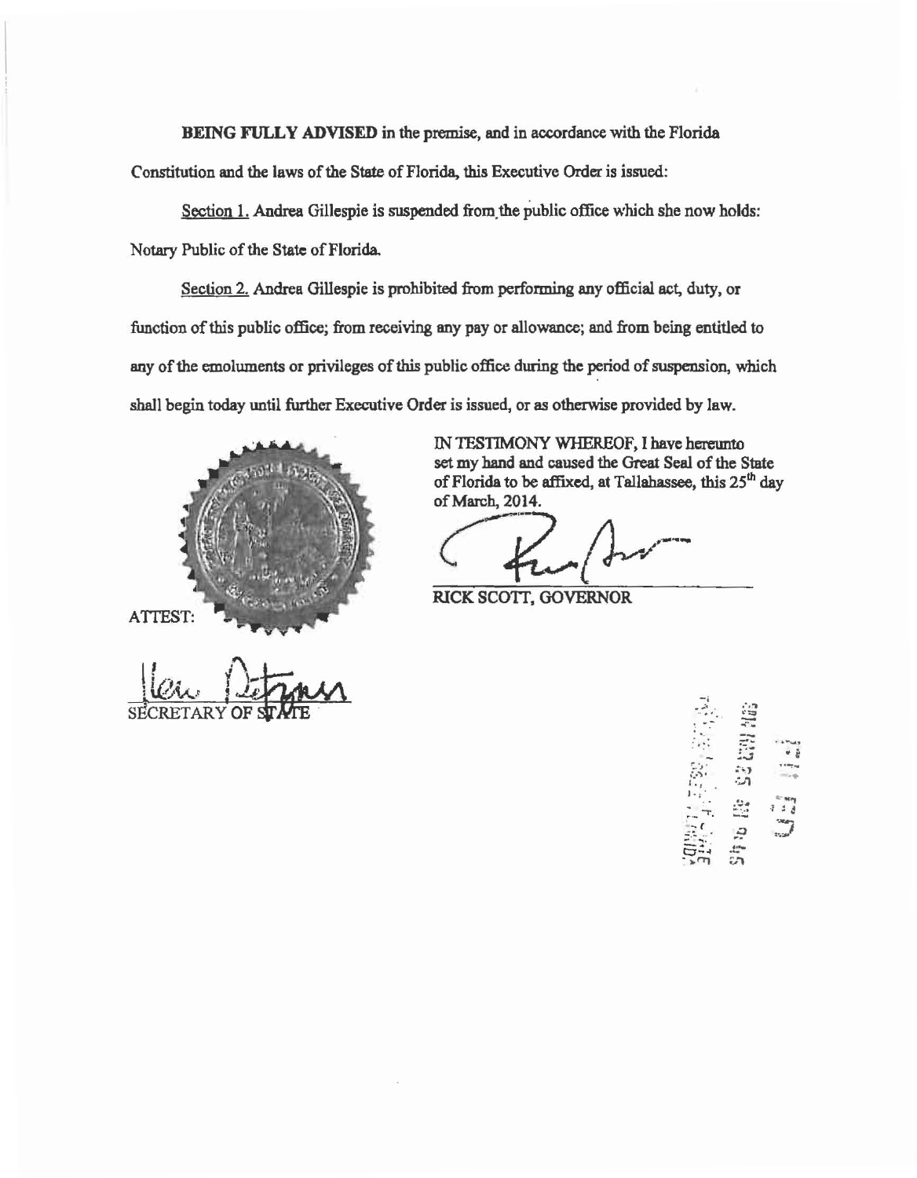**BEING FULLY ADVISED** in the premise, and in accordance with the Florida Constitution and the laws of the State of Florida, this Executive Order is issued:

Section 1. Andrea Gillespie is suspended from the public office which she now holds: Notary Public of the State of Florida.

Section 2. Andrea Gillespie is prohibited from performing any official act, duty, or function of this public office; from receiving any pay or allowance; and from being entitled to any of the emoluments or privileges of this public office during the period of suspension, which shall begin today until further Executive Order is issued, or as otherwise provided by law.

IN TESTIMONY WHEREOF, I have hereunto set my hand and caused the Great Seal of the State of Florida to be affixed, at Tallahassee, this 25[th] day of March, 2014.

RICK SCOTT, GOVERNOR

ATTEST:

SECRETARY OF STATE